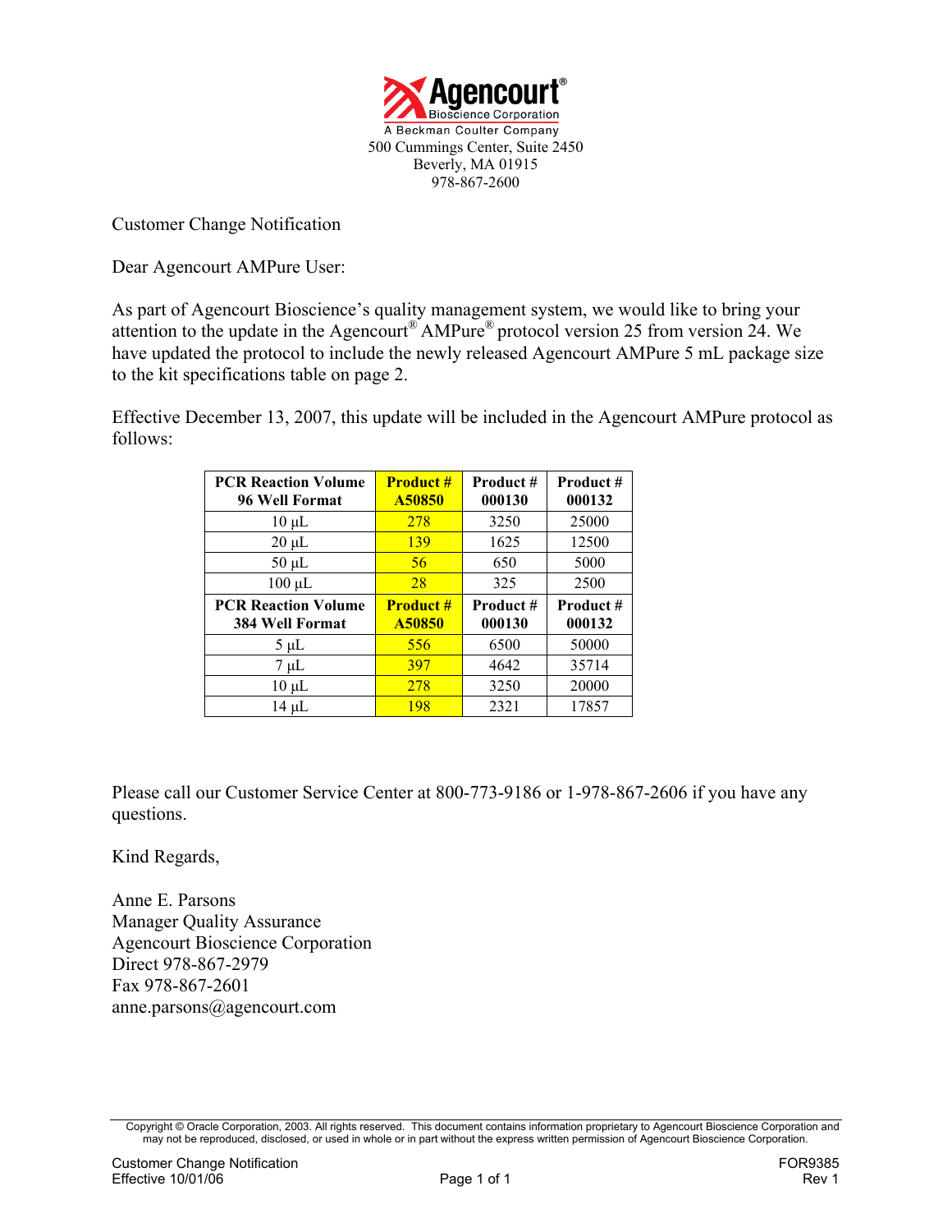Agencourt®
Bioscience Corporation
A Beckman Coulter Company
500 Cummings Center, Suite 2450
Beverly, MA 01915
978-867-2600

Customer Change Notification

Dear Agencourt AMPure User:

As part of Agencourt Bioscience's quality management system, we would like to bring your attention to the update in the Agencourt® AMPure® protocol version 25 from version 24. We have updated the protocol to include the newly released Agencourt AMPure 5 mL package size to the kit specifications table on page 2.

Effective December 13, 2007, this update will be included in the Agencourt AMPure protocol as follows:

| PCR Reaction Volume 96 Well Format | Product # A50850 | Product # 000130 | Product # 000132 |
|---|---|---|---|
| 10 µL | 278 | 3250 | 25000 |
| 20 µL | 139 | 1625 | 12500 |
| 50 µL | 56 | 650 | 5000 |
| 100 µL | 28 | 325 | 2500 |
| **PCR Reaction Volume 384 Well Format** | **Product # A50850** | **Product # 000130** | **Product # 000132** |
| 5 µL | 556 | 6500 | 50000 |
| 7 µL | 397 | 4642 | 35714 |
| 10 µL | 278 | 3250 | 20000 |
| 14 µL | 198 | 2321 | 17857 |

Please call our Customer Service Center at 800-773-9186 or 1-978-867-2606 if you have any questions.

Kind Regards,

Anne E. Parsons
Manager Quality Assurance
Agencourt Bioscience Corporation
Direct 978-867-2979
Fax 978-867-2601
anne.parsons@agencourt.com

Copyright © Oracle Corporation, 2003. All rights reserved. This document contains information proprietary to Agencourt Bioscience Corporation and may not be reproduced, disclosed, or used in whole or in part without the express written permission of Agencourt Bioscience Corporation.

Customer Change Notification
Effective 10/01/06

FOR9385
Rev 1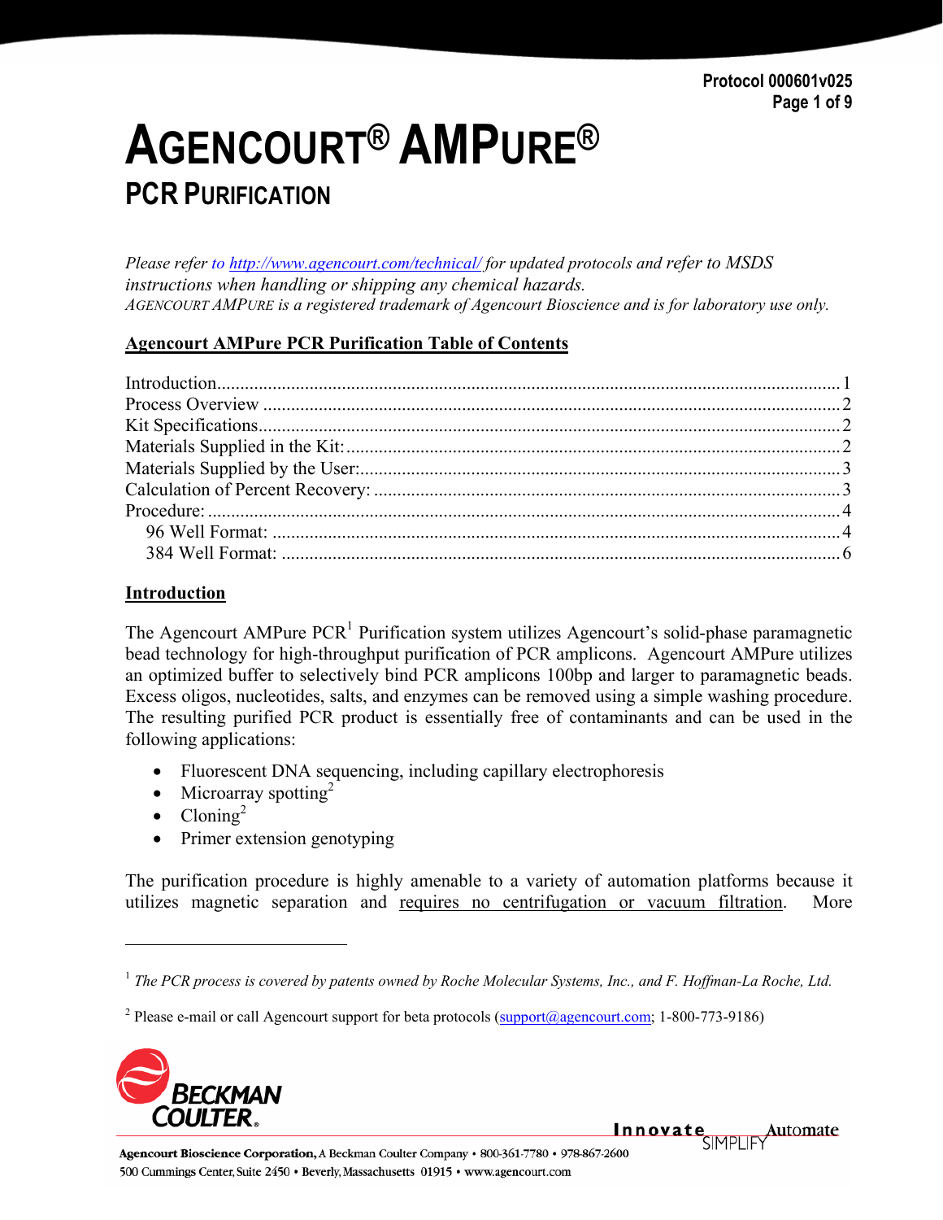# AGENCOURT® AMPURE®

## PCR PURIFICATION

*Please refer to http://www.agencourt.com/technical/ for updated protocols and refer to MSDS instructions when handling or shipping any chemical hazards.*
*AGENCOURT AMPURE is a registered trademark of Agencourt Bioscience and is for laboratory use only.*

**Agencourt AMPure PCR Purification Table of Contents**

Introduction....1
Process Overview....2
Kit Specifications....2
Materials Supplied in the Kit:....2
Materials Supplied by the User:....3
Calculation of Percent Recovery:....3
Procedure:....4
  96 Well Format:....4
  384 Well Format:....6

### Introduction

The Agencourt AMPure PCR[1] Purification system utilizes Agencourt's solid-phase paramagnetic bead technology for high-throughput purification of PCR amplicons. Agencourt AMPure utilizes an optimized buffer to selectively bind PCR amplicons 100bp and larger to paramagnetic beads. Excess oligos, nucleotides, salts, and enzymes can be removed using a simple washing procedure. The resulting purified PCR product is essentially free of contaminants and can be used in the following applications:

- Fluorescent DNA sequencing, including capillary electrophoresis
- Microarray spotting[2]
- Cloning[2]
- Primer extension genotyping

The purification procedure is highly amenable to a variety of automation platforms because it utilizes magnetic separation and requires no centrifugation or vacuum filtration. More

[1] *The PCR process is covered by patents owned by Roche Molecular Systems, Inc., and F. Hoffman-La Roche, Ltd.*

[2] Please e-mail or call Agencourt support for beta protocols (support@agencourt.com; 1-800-773-9186)

Agencourt Bioscience Corporation, A Beckman Coulter Company • 800-361-7780 • 978-867-2600
500 Cummings Center, Suite 2450 • Beverly, Massachusetts 01915 • www.agencourt.com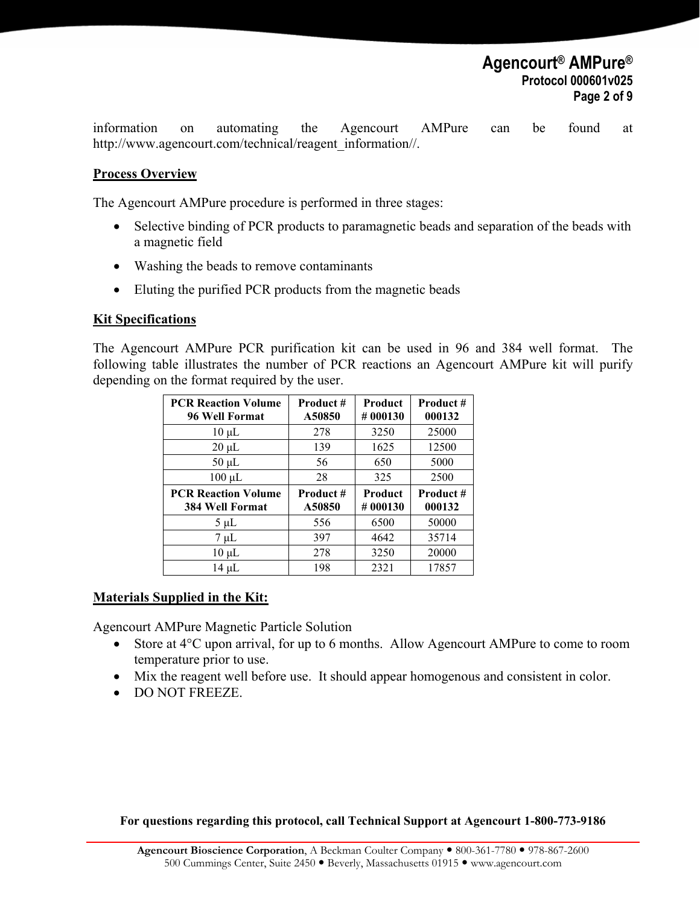information on automating the Agencourt AMPure can be found at http://www.agencourt.com/technical/reagent_information//.

## Process Overview

The Agencourt AMPure procedure is performed in three stages:

- Selective binding of PCR products to paramagnetic beads and separation of the beads with a magnetic field
- Washing the beads to remove contaminants
- Eluting the purified PCR products from the magnetic beads

## Kit Specifications

The Agencourt AMPure PCR purification kit can be used in 96 and 384 well format. The following table illustrates the number of PCR reactions an Agencourt AMPure kit will purify depending on the format required by the user.

| PCR Reaction Volume 96 Well Format | Product # A50850 | Product # 000130 | Product # 000132 |
|---|---|---|---|
| 10 µL | 278 | 3250 | 25000 |
| 20 µL | 139 | 1625 | 12500 |
| 50 µL | 56 | 650 | 5000 |
| 100 µL | 28 | 325 | 2500 |
| **PCR Reaction Volume 384 Well Format** | **Product # A50850** | **Product # 000130** | **Product # 000132** |
| 5 µL | 556 | 6500 | 50000 |
| 7 µL | 397 | 4642 | 35714 |
| 10 µL | 278 | 3250 | 20000 |
| 14 µL | 198 | 2321 | 17857 |

## Materials Supplied in the Kit:

Agencourt AMPure Magnetic Particle Solution

- Store at 4°C upon arrival, for up to 6 months. Allow Agencourt AMPure to come to room temperature prior to use.
- Mix the reagent well before use. It should appear homogenous and consistent in color.
- DO NOT FREEZE.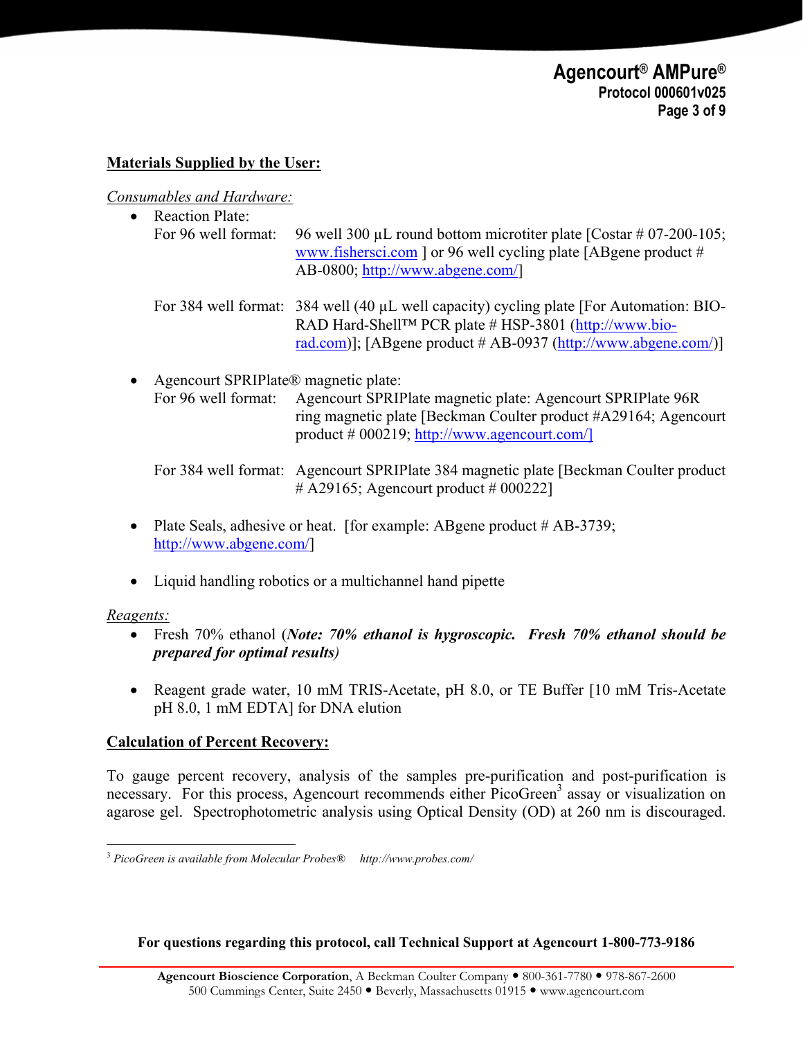**Materials Supplied by the User:**

*Consumables and Hardware:*

- Reaction Plate:
  - For 96 well format: 96 well 300 µL round bottom microtiter plate [Costar # 07-200-105; www.fishersci.com ] or 96 well cycling plate [ABgene product # AB-0800; http://www.abgene.com/]
  - For 384 well format: 384 well (40 µL well capacity) cycling plate [For Automation: BIO-RAD Hard-Shell™ PCR plate # HSP-3801 (http://www.bio-rad.com)]; [ABgene product # AB-0937 (http://www.abgene.com/)]
- Agencourt SPRIPlate® magnetic plate:
  - For 96 well format: Agencourt SPRIPlate magnetic plate: Agencourt SPRIPlate 96R ring magnetic plate [Beckman Coulter product #A29164; Agencourt product # 000219; http://www.agencourt.com/]
  - For 384 well format: Agencourt SPRIPlate 384 magnetic plate [Beckman Coulter product # A29165; Agencourt product # 000222]
- Plate Seals, adhesive or heat. [for example: ABgene product # AB-3739; http://www.abgene.com/]
- Liquid handling robotics or a multichannel hand pipette

*Reagents:*

- Fresh 70% ethanol (***Note: 70% ethanol is hygroscopic. Fresh 70% ethanol should be prepared for optimal results)***
- Reagent grade water, 10 mM TRIS-Acetate, pH 8.0, or TE Buffer [10 mM Tris-Acetate pH 8.0, 1 mM EDTA] for DNA elution

**Calculation of Percent Recovery:**

To gauge percent recovery, analysis of the samples pre-purification and post-purification is necessary. For this process, Agencourt recommends either PicoGreen[3] assay or visualization on agarose gel. Spectrophotometric analysis using Optical Density (OD) at 260 nm is discouraged.

[3] *PicoGreen is available from Molecular Probes® http://www.probes.com/*

**For questions regarding this protocol, call Technical Support at Agencourt 1-800-773-9186**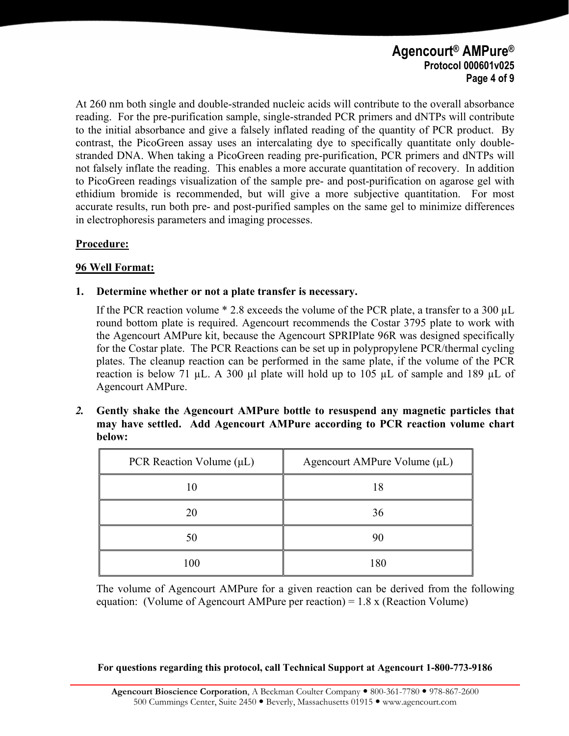At 260 nm both single and double-stranded nucleic acids will contribute to the overall absorbance reading. For the pre-purification sample, single-stranded PCR primers and dNTPs will contribute to the initial absorbance and give a falsely inflated reading of the quantity of PCR product. By contrast, the PicoGreen assay uses an intercalating dye to specifically quantitate only double-stranded DNA. When taking a PicoGreen reading pre-purification, PCR primers and dNTPs will not falsely inflate the reading. This enables a more accurate quantitation of recovery. In addition to PicoGreen readings visualization of the sample pre- and post-purification on agarose gel with ethidium bromide is recommended, but will give a more subjective quantitation. For most accurate results, run both pre- and post-purified samples on the same gel to minimize differences in electrophoresis parameters and imaging processes.

**<u>Procedure:</u>**

**<u>96 Well Format:</u>**

**1. Determine whether or not a plate transfer is necessary.**

If the PCR reaction volume * 2.8 exceeds the volume of the PCR plate, a transfer to a 300 µL round bottom plate is required. Agencourt recommends the Costar 3795 plate to work with the Agencourt AMPure kit, because the Agencourt SPRIPlate 96R was designed specifically for the Costar plate. The PCR Reactions can be set up in polypropylene PCR/thermal cycling plates. The cleanup reaction can be performed in the same plate, if the volume of the PCR reaction is below 71 µL. A 300 µl plate will hold up to 105 µL of sample and 189 µL of Agencourt AMPure.

***2.* Gently shake the Agencourt AMPure bottle to resuspend any magnetic particles that may have settled. Add Agencourt AMPure according to PCR reaction volume chart below:**

| PCR Reaction Volume (µL) | Agencourt AMPure Volume (µL) |
|---|---|
| 10 | 18 |
| 20 | 36 |
| 50 | 90 |
| 100 | 180 |

The volume of Agencourt AMPure for a given reaction can be derived from the following equation: (Volume of Agencourt AMPure per reaction) = 1.8 x (Reaction Volume)

**For questions regarding this protocol, call Technical Support at Agencourt 1-800-773-9186**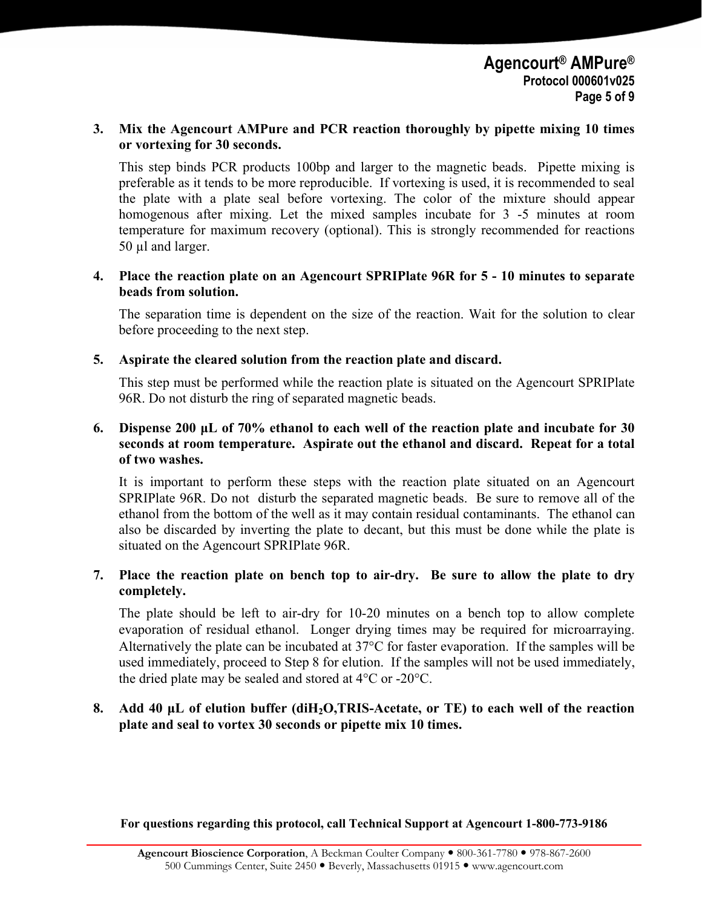3. **Mix the Agencourt AMPure and PCR reaction thoroughly by pipette mixing 10 times or vortexing for 30 seconds.**

   This step binds PCR products 100bp and larger to the magnetic beads. Pipette mixing is preferable as it tends to be more reproducible. If vortexing is used, it is recommended to seal the plate with a plate seal before vortexing. The color of the mixture should appear homogenous after mixing. Let the mixed samples incubate for 3 -5 minutes at room temperature for maximum recovery (optional). This is strongly recommended for reactions 50 µl and larger.

4. **Place the reaction plate on an Agencourt SPRIPlate 96R for 5 - 10 minutes to separate beads from solution.**

   The separation time is dependent on the size of the reaction. Wait for the solution to clear before proceeding to the next step.

5. **Aspirate the cleared solution from the reaction plate and discard.**

   This step must be performed while the reaction plate is situated on the Agencourt SPRIPlate 96R. Do not disturb the ring of separated magnetic beads.

6. **Dispense 200 µL of 70% ethanol to each well of the reaction plate and incubate for 30 seconds at room temperature. Aspirate out the ethanol and discard. Repeat for a total of two washes.**

   It is important to perform these steps with the reaction plate situated on an Agencourt SPRIPlate 96R. Do not disturb the separated magnetic beads. Be sure to remove all of the ethanol from the bottom of the well as it may contain residual contaminants. The ethanol can also be discarded by inverting the plate to decant, but this must be done while the plate is situated on the Agencourt SPRIPlate 96R.

7. **Place the reaction plate on bench top to air-dry. Be sure to allow the plate to dry completely.**

   The plate should be left to air-dry for 10-20 minutes on a bench top to allow complete evaporation of residual ethanol. Longer drying times may be required for microarraying. Alternatively the plate can be incubated at 37°C for faster evaporation. If the samples will be used immediately, proceed to Step 8 for elution. If the samples will not be used immediately, the dried plate may be sealed and stored at 4°C or -20°C.

8. **Add 40 µL of elution buffer (di$H_2O$,TRIS-Acetate, or TE) to each well of the reaction plate and seal to vortex 30 seconds or pipette mix 10 times.**

**For questions regarding this protocol, call Technical Support at Agencourt 1-800-773-9186**

**Agencourt Bioscience Corporation**, A Beckman Coulter Company • 800-361-7780 • 978-867-2600
500 Cummings Center, Suite 2450 • Beverly, Massachusetts 01915 • www.agencourt.com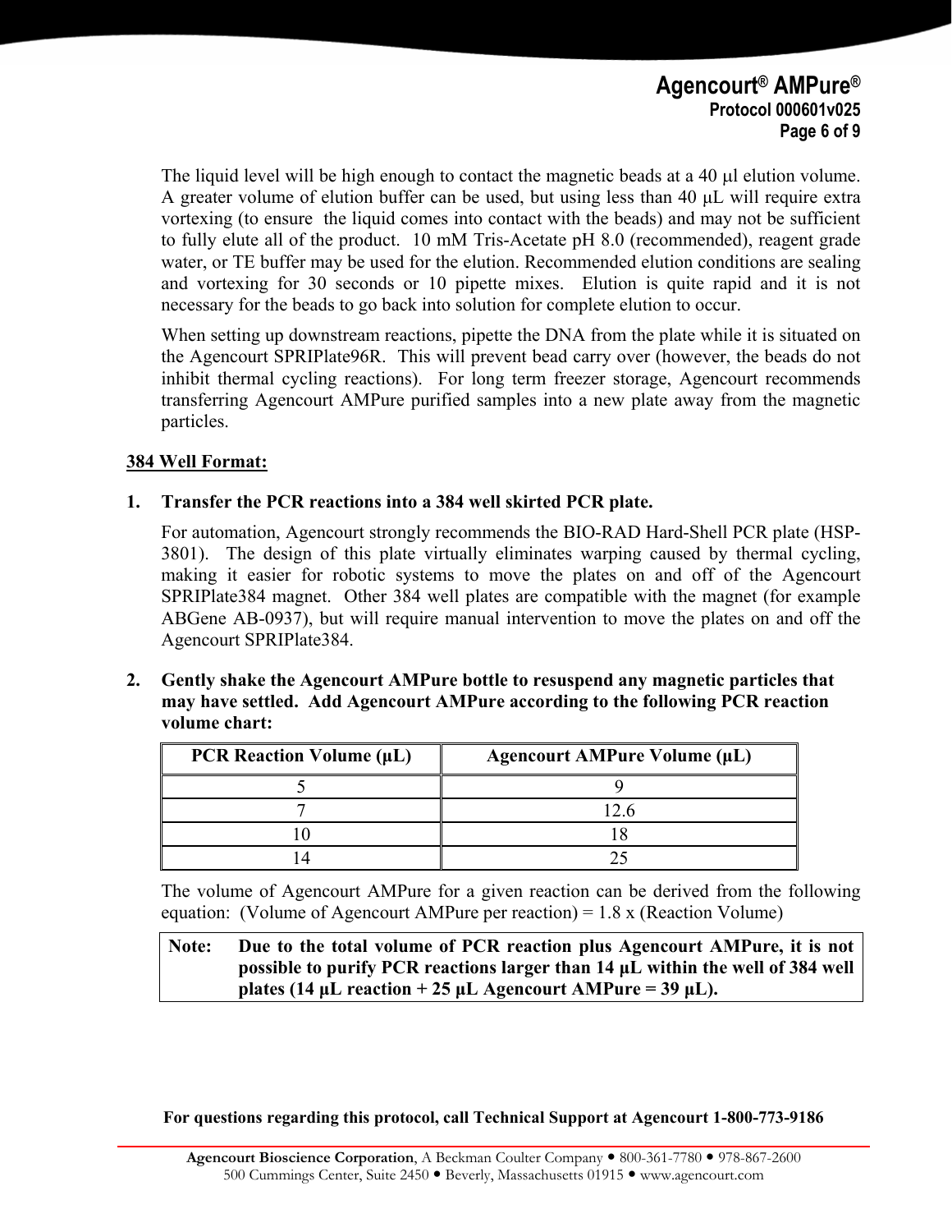The liquid level will be high enough to contact the magnetic beads at a 40 µl elution volume. A greater volume of elution buffer can be used, but using less than 40 µL will require extra vortexing (to ensure the liquid comes into contact with the beads) and may not be sufficient to fully elute all of the product. 10 mM Tris-Acetate pH 8.0 (recommended), reagent grade water, or TE buffer may be used for the elution. Recommended elution conditions are sealing and vortexing for 30 seconds or 10 pipette mixes. Elution is quite rapid and it is not necessary for the beads to go back into solution for complete elution to occur.

When setting up downstream reactions, pipette the DNA from the plate while it is situated on the Agencourt SPRIPlate96R. This will prevent bead carry over (however, the beads do not inhibit thermal cycling reactions). For long term freezer storage, Agencourt recommends transferring Agencourt AMPure purified samples into a new plate away from the magnetic particles.

**384 Well Format:**

1. **Transfer the PCR reactions into a 384 well skirted PCR plate.**

   For automation, Agencourt strongly recommends the BIO-RAD Hard-Shell PCR plate (HSP-3801). The design of this plate virtually eliminates warping caused by thermal cycling, making it easier for robotic systems to move the plates on and off of the Agencourt SPRIPlate384 magnet. Other 384 well plates are compatible with the magnet (for example ABGene AB-0937), but will require manual intervention to move the plates on and off the Agencourt SPRIPlate384.

2. **Gently shake the Agencourt AMPure bottle to resuspend any magnetic particles that may have settled. Add Agencourt AMPure according to the following PCR reaction volume chart:**

| PCR Reaction Volume (µL) | Agencourt AMPure Volume (µL) |
|---|---|
| 5 | 9 |
| 7 | 12.6 |
| 10 | 18 |
| 14 | 25 |

   The volume of Agencourt AMPure for a given reaction can be derived from the following equation: (Volume of Agencourt AMPure per reaction) = 1.8 x (Reaction Volume)

   **Note: Due to the total volume of PCR reaction plus Agencourt AMPure, it is not possible to purify PCR reactions larger than 14 µL within the well of 384 well plates (14 µL reaction + 25 µL Agencourt AMPure = 39 µL).**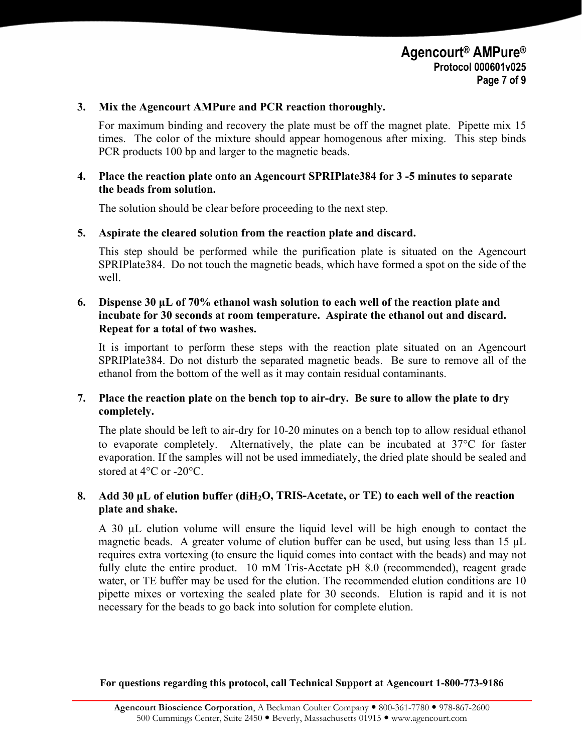3. **Mix the Agencourt AMPure and PCR reaction thoroughly.**

   For maximum binding and recovery the plate must be off the magnet plate. Pipette mix 15 times. The color of the mixture should appear homogenous after mixing. This step binds PCR products 100 bp and larger to the magnetic beads.

4. **Place the reaction plate onto an Agencourt SPRIPlate384 for 3 -5 minutes to separate the beads from solution.**

   The solution should be clear before proceeding to the next step.

5. **Aspirate the cleared solution from the reaction plate and discard.**

   This step should be performed while the purification plate is situated on the Agencourt SPRIPlate384. Do not touch the magnetic beads, which have formed a spot on the side of the well.

6. **Dispense 30 µL of 70% ethanol wash solution to each well of the reaction plate and incubate for 30 seconds at room temperature. Aspirate the ethanol out and discard. Repeat for a total of two washes.**

   It is important to perform these steps with the reaction plate situated on an Agencourt SPRIPlate384. Do not disturb the separated magnetic beads. Be sure to remove all of the ethanol from the bottom of the well as it may contain residual contaminants.

7. **Place the reaction plate on the bench top to air-dry. Be sure to allow the plate to dry completely.**

   The plate should be left to air-dry for 10-20 minutes on a bench top to allow residual ethanol to evaporate completely. Alternatively, the plate can be incubated at 37°C for faster evaporation. If the samples will not be used immediately, the dried plate should be sealed and stored at 4°C or -20°C.

8. **Add 30 µL of elution buffer (di$H_2O$, TRIS-Acetate, or TE) to each well of the reaction plate and shake.**

   A 30 µL elution volume will ensure the liquid level will be high enough to contact the magnetic beads. A greater volume of elution buffer can be used, but using less than 15 µL requires extra vortexing (to ensure the liquid comes into contact with the beads) and may not fully elute the entire product. 10 mM Tris-Acetate pH 8.0 (recommended), reagent grade water, or TE buffer may be used for the elution. The recommended elution conditions are 10 pipette mixes or vortexing the sealed plate for 30 seconds. Elution is rapid and it is not necessary for the beads to go back into solution for complete elution.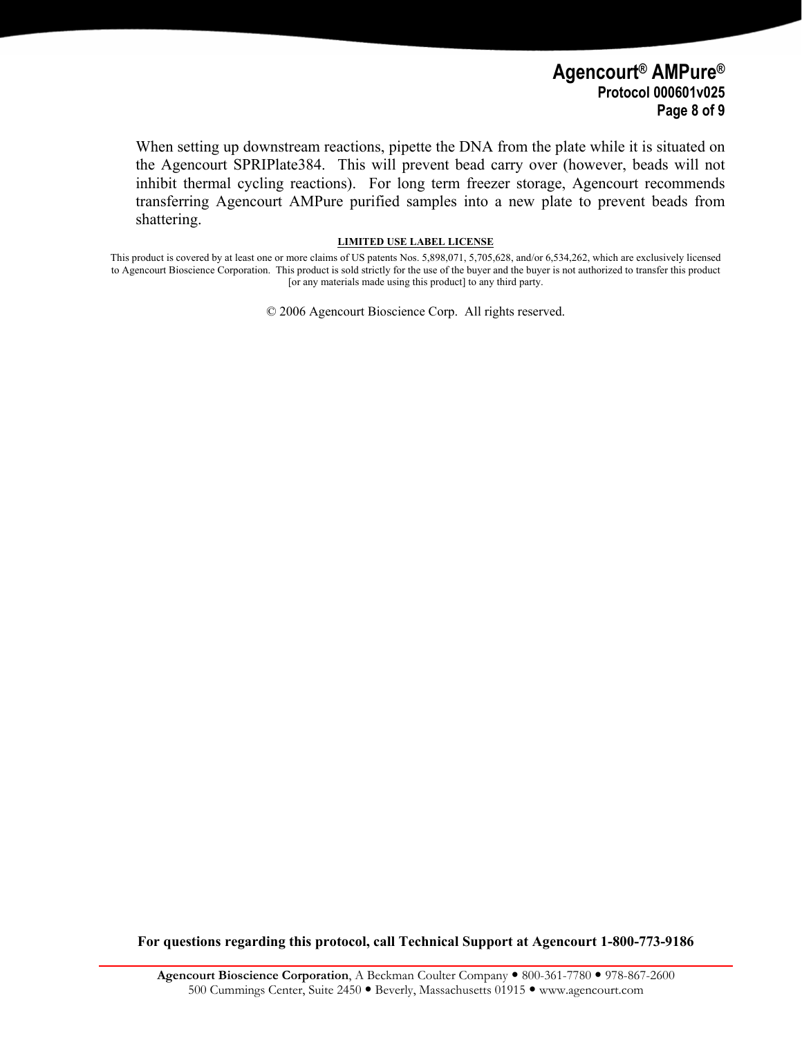When setting up downstream reactions, pipette the DNA from the plate while it is situated on the Agencourt SPRIPlate384. This will prevent bead carry over (however, beads will not inhibit thermal cycling reactions). For long term freezer storage, Agencourt recommends transferring Agencourt AMPure purified samples into a new plate to prevent beads from shattering.

**LIMITED USE LABEL LICENSE**

This product is covered by at least one or more claims of US patents Nos. 5,898,071, 5,705,628, and/or 6,534,262, which are exclusively licensed to Agencourt Bioscience Corporation. This product is sold strictly for the use of the buyer and the buyer is not authorized to transfer this product [or any materials made using this product] to any third party.

© 2006 Agencourt Bioscience Corp. All rights reserved.

**For questions regarding this protocol, call Technical Support at Agencourt 1-800-773-9186**

**Agencourt Bioscience Corporation**, A Beckman Coulter Company • 800-361-7780 • 978-867-2600
500 Cummings Center, Suite 2450 • Beverly, Massachusetts 01915 • www.agencourt.com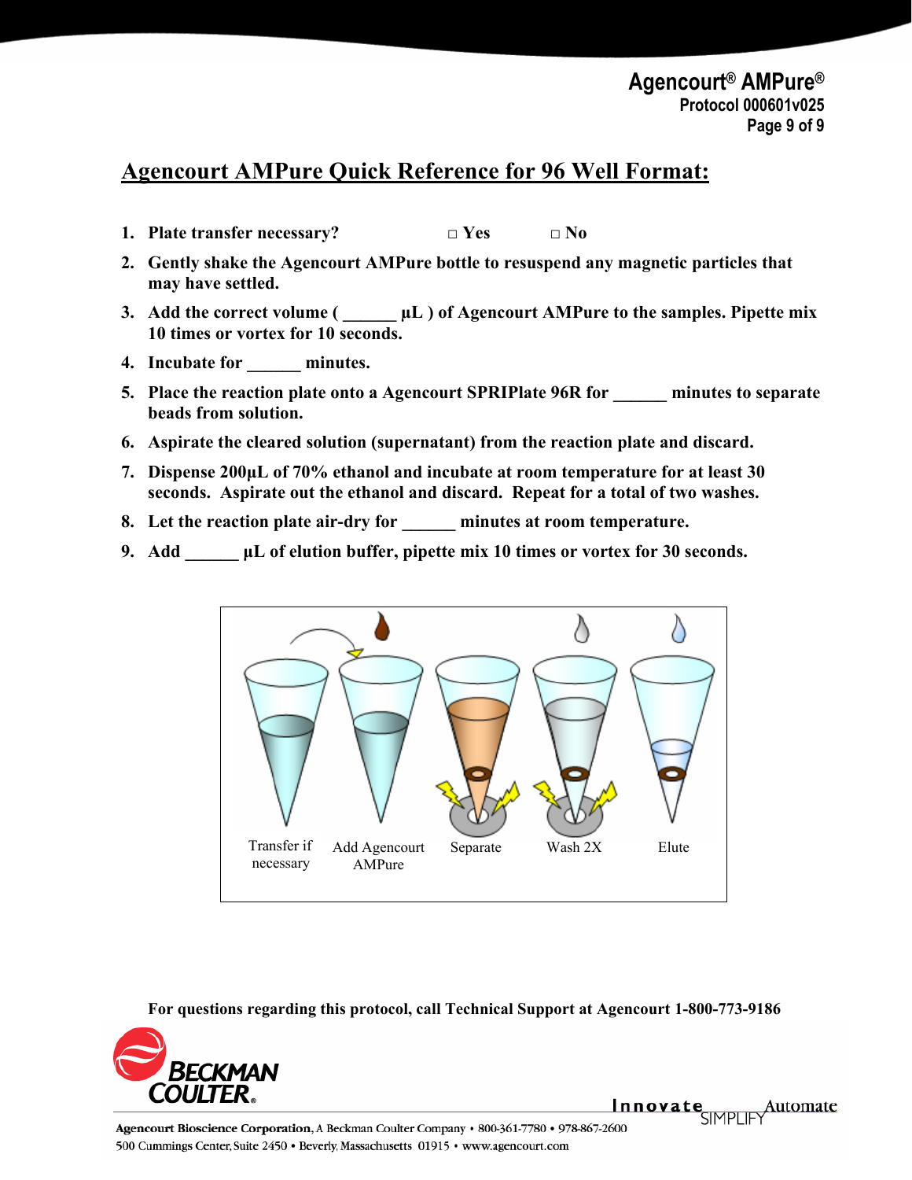## Agencourt AMPure Quick Reference for 96 Well Format:

1. **Plate transfer necessary?** □ **Yes** □ **No**
2. **Gently shake the Agencourt AMPure bottle to resuspend any magnetic particles that may have settled.**
3. **Add the correct volume ( ______ µL ) of Agencourt AMPure to the samples. Pipette mix 10 times or vortex for 10 seconds.**
4. **Incubate for ______ minutes.**
5. **Place the reaction plate onto a Agencourt SPRIPlate 96R for ______ minutes to separate beads from solution.**
6. **Aspirate the cleared solution (supernatant) from the reaction plate and discard.**
7. **Dispense 200µL of 70% ethanol and incubate at room temperature for at least 30 seconds. Aspirate out the ethanol and discard. Repeat for a total of two washes.**
8. **Let the reaction plate air-dry for ______ minutes at room temperature.**
9. **Add ______ µL of elution buffer, pipette mix 10 times or vortex for 30 seconds.**

Transfer if necessary

Add Agencourt AMPure

Separate

Wash 2X

Elute

**For questions regarding this protocol, call Technical Support at Agencourt 1-800-773-9186**

Agencourt Bioscience Corporation, A Beckman Coulter Company • 800-361-7780 • 978-867-2600
500 Cummings Center, Suite 2450 • Beverly, Massachusetts 01915 • www.agencourt.com